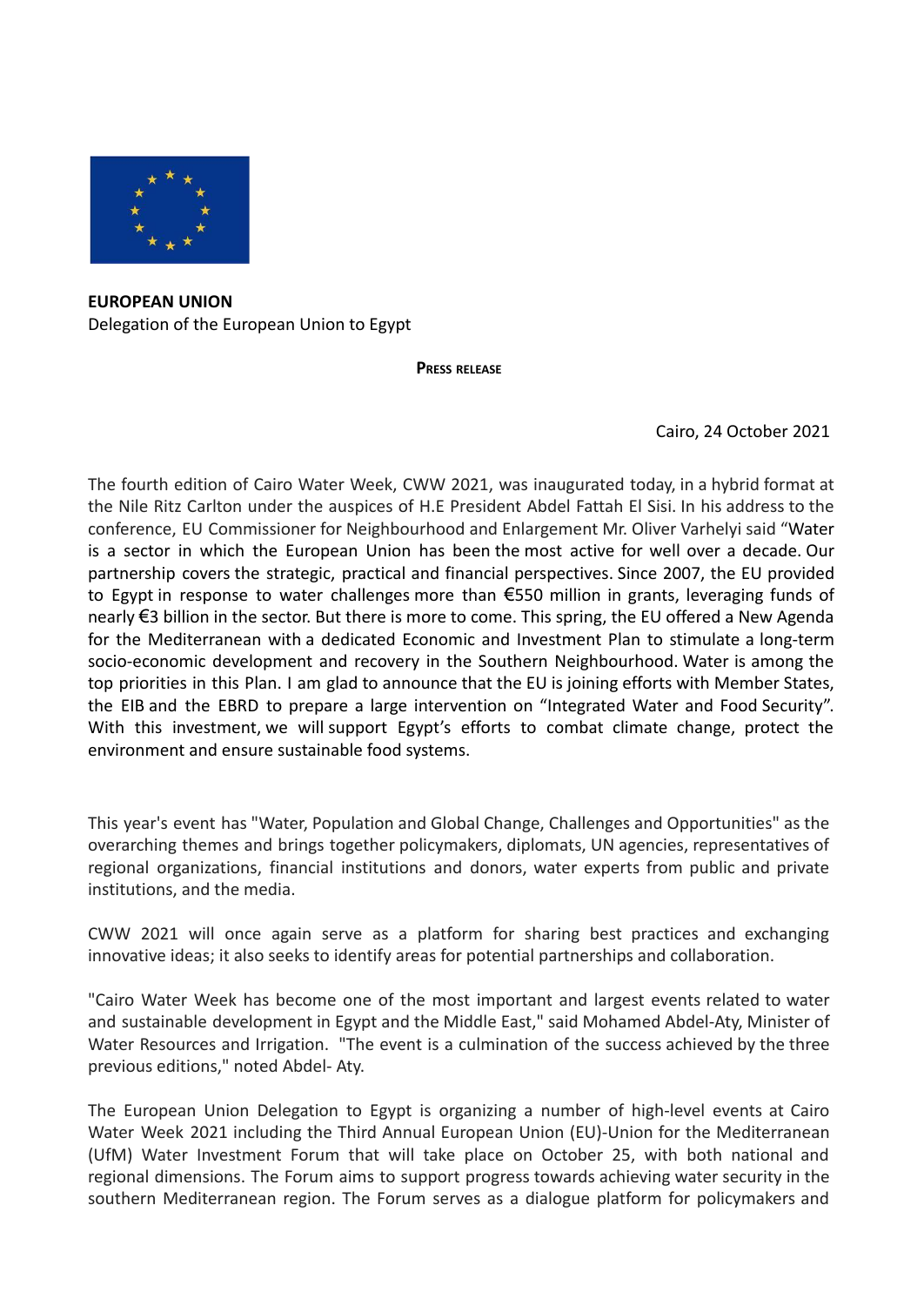**EUROPEAN UNION**
Delegation of the European Union to Egypt

**PRESS RELEASE**

Cairo, 24 October 2021

The fourth edition of Cairo Water Week, CWW 2021, was inaugurated today, in a hybrid format at the Nile Ritz Carlton under the auspices of H.E President Abdel Fattah El Sisi. In his address to the conference, EU Commissioner for Neighbourhood and Enlargement Mr. Oliver Varhelyi said "Water is a sector in which the European Union has been the most active for well over a decade. Our partnership covers the strategic, practical and financial perspectives. Since 2007, the EU provided to Egypt in response to water challenges more than €550 million in grants, leveraging funds of nearly €3 billion in the sector. But there is more to come. This spring, the EU offered a New Agenda for the Mediterranean with a dedicated Economic and Investment Plan to stimulate a long-term socio-economic development and recovery in the Southern Neighbourhood. Water is among the top priorities in this Plan. I am glad to announce that the EU is joining efforts with Member States, the EIB and the EBRD to prepare a large intervention on "Integrated Water and Food Security". With this investment, we will support Egypt's efforts to combat climate change, protect the environment and ensure sustainable food systems.

This year's event has "Water, Population and Global Change, Challenges and Opportunities" as the overarching themes and brings together policymakers, diplomats, UN agencies, representatives of regional organizations, financial institutions and donors, water experts from public and private institutions, and the media.

CWW 2021 will once again serve as a platform for sharing best practices and exchanging innovative ideas; it also seeks to identify areas for potential partnerships and collaboration.

"Cairo Water Week has become one of the most important and largest events related to water and sustainable development in Egypt and the Middle East," said Mohamed Abdel-Aty, Minister of Water Resources and Irrigation. "The event is a culmination of the success achieved by the three previous editions," noted Abdel- Aty.

The European Union Delegation to Egypt is organizing a number of high-level events at Cairo Water Week 2021 including the Third Annual European Union (EU)-Union for the Mediterranean (UfM) Water Investment Forum that will take place on October 25, with both national and regional dimensions. The Forum aims to support progress towards achieving water security in the southern Mediterranean region. The Forum serves as a dialogue platform for policymakers and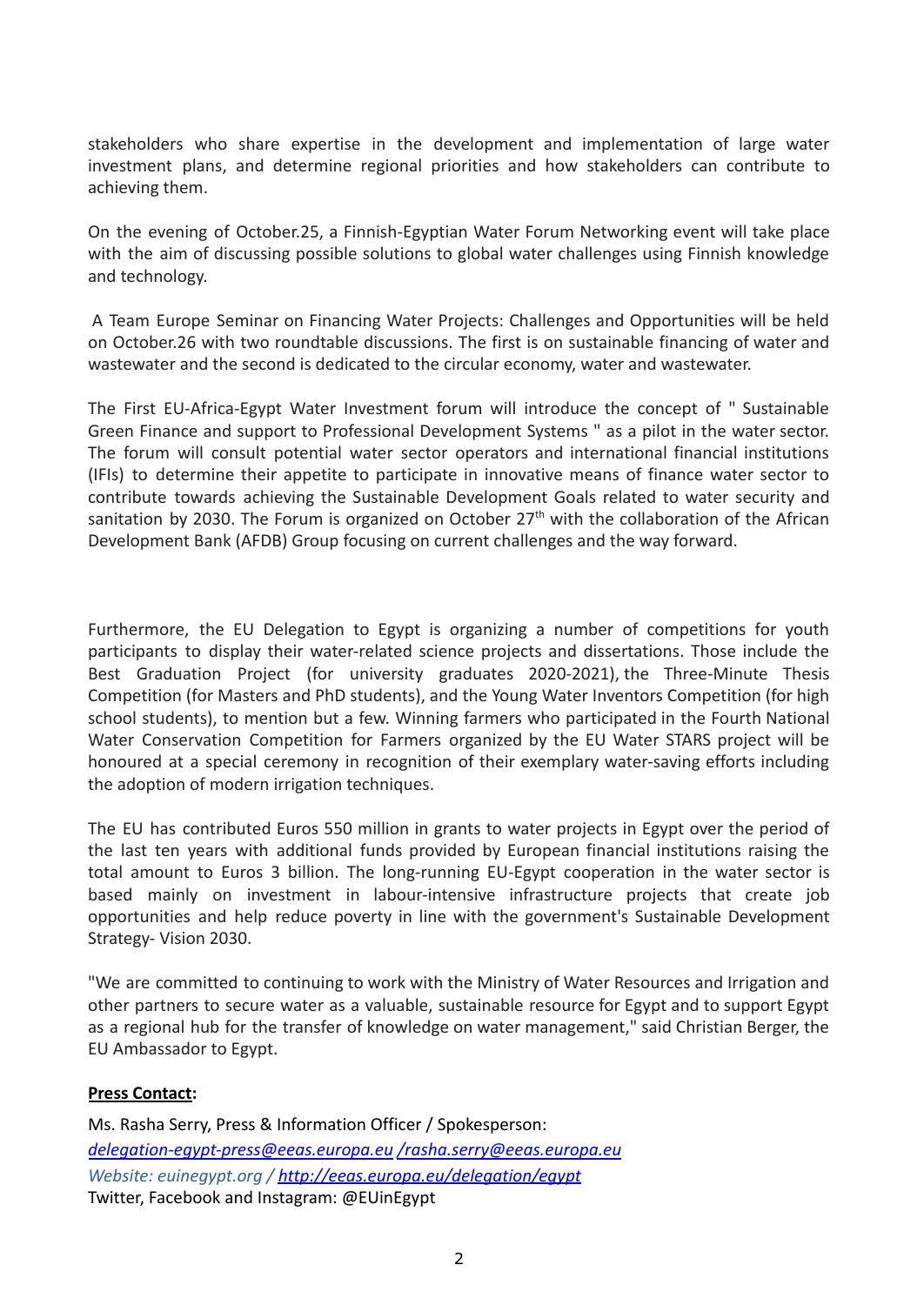stakeholders who share expertise in the development and implementation of large water investment plans, and determine regional priorities and how stakeholders can contribute to achieving them.

On the evening of October.25, a Finnish-Egyptian Water Forum Networking event will take place with the aim of discussing possible solutions to global water challenges using Finnish knowledge and technology.

A Team Europe Seminar on Financing Water Projects: Challenges and Opportunities will be held on October.26 with two roundtable discussions. The first is on sustainable financing of water and wastewater and the second is dedicated to the circular economy, water and wastewater.

The First EU-Africa-Egypt Water Investment forum will introduce the concept of " Sustainable Green Finance and support to Professional Development Systems " as a pilot in the water sector. The forum will consult potential water sector operators and international financial institutions (IFIs) to determine their appetite to participate in innovative means of finance water sector to contribute towards achieving the Sustainable Development Goals related to water security and sanitation by 2030. The Forum is organized on October 27th with the collaboration of the African Development Bank (AFDB) Group focusing on current challenges and the way forward.

Furthermore, the EU Delegation to Egypt is organizing a number of competitions for youth participants to display their water-related science projects and dissertations. Those include the Best Graduation Project (for university graduates 2020-2021), the Three-Minute Thesis Competition (for Masters and PhD students), and the Young Water Inventors Competition (for high school students), to mention but a few. Winning farmers who participated in the Fourth National Water Conservation Competition for Farmers organized by the EU Water STARS project will be honoured at a special ceremony in recognition of their exemplary water-saving efforts including the adoption of modern irrigation techniques.

The EU has contributed Euros 550 million in grants to water projects in Egypt over the period of the last ten years with additional funds provided by European financial institutions raising the total amount to Euros 3 billion. The long-running EU-Egypt cooperation in the water sector is based mainly on investment in labour-intensive infrastructure projects that create job opportunities and help reduce poverty in line with the government's Sustainable Development Strategy- Vision 2030.

"We are committed to continuing to work with the Ministry of Water Resources and Irrigation and other partners to secure water as a valuable, sustainable resource for Egypt and to support Egypt as a regional hub for the transfer of knowledge on water management," said Christian Berger, the EU Ambassador to Egypt.

**Press Contact:**

Ms. Rasha Serry, Press & Information Officer / Spokesperson:
*delegation-egypt-press@eeas.europa.eu /rasha.serry@eeas.europa.eu*
*Website: euinegypt.org / http://eeas.europa.eu/delegation/egypt*
Twitter, Facebook and Instagram: @EUinEgypt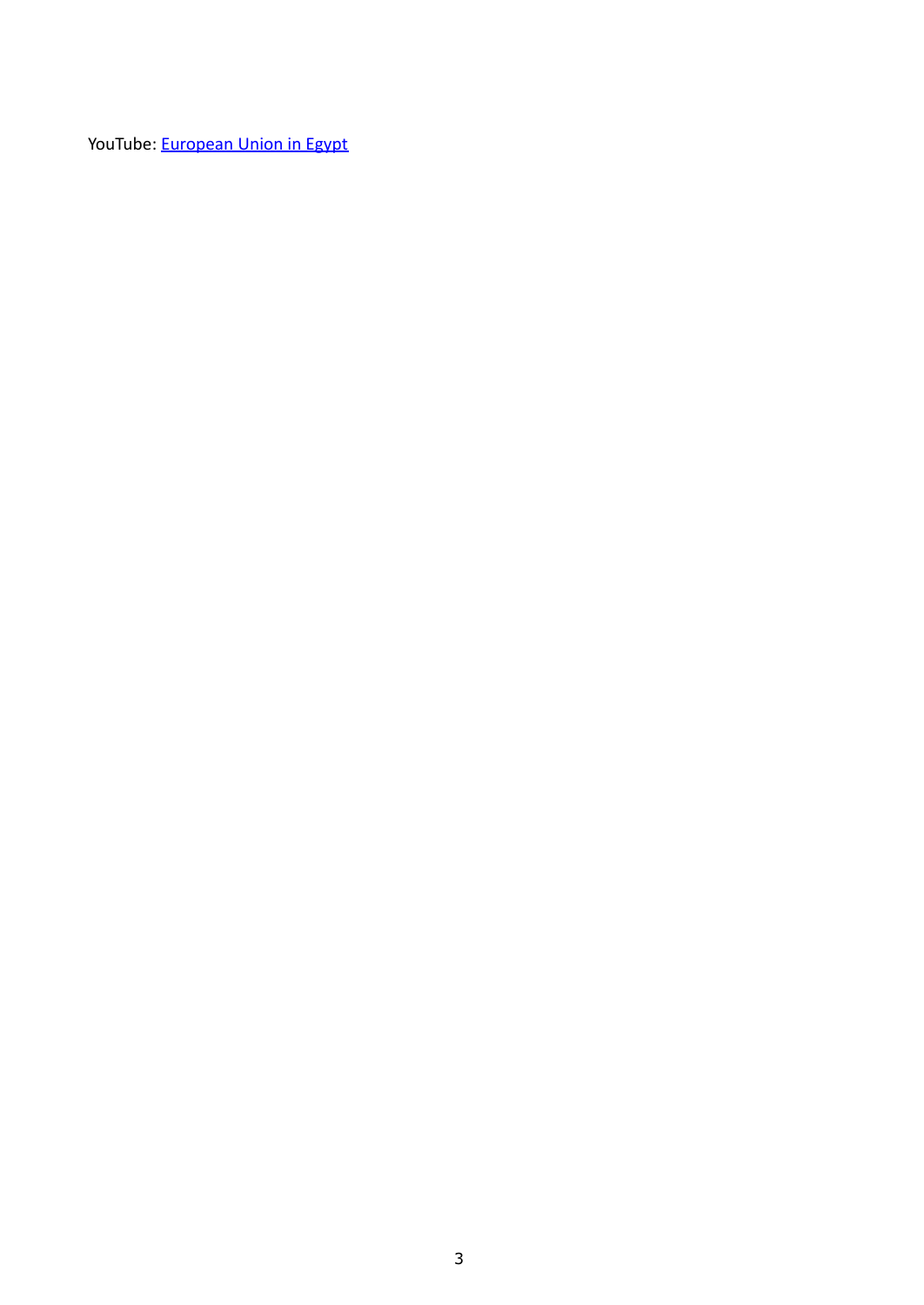YouTube: European Union in Egypt